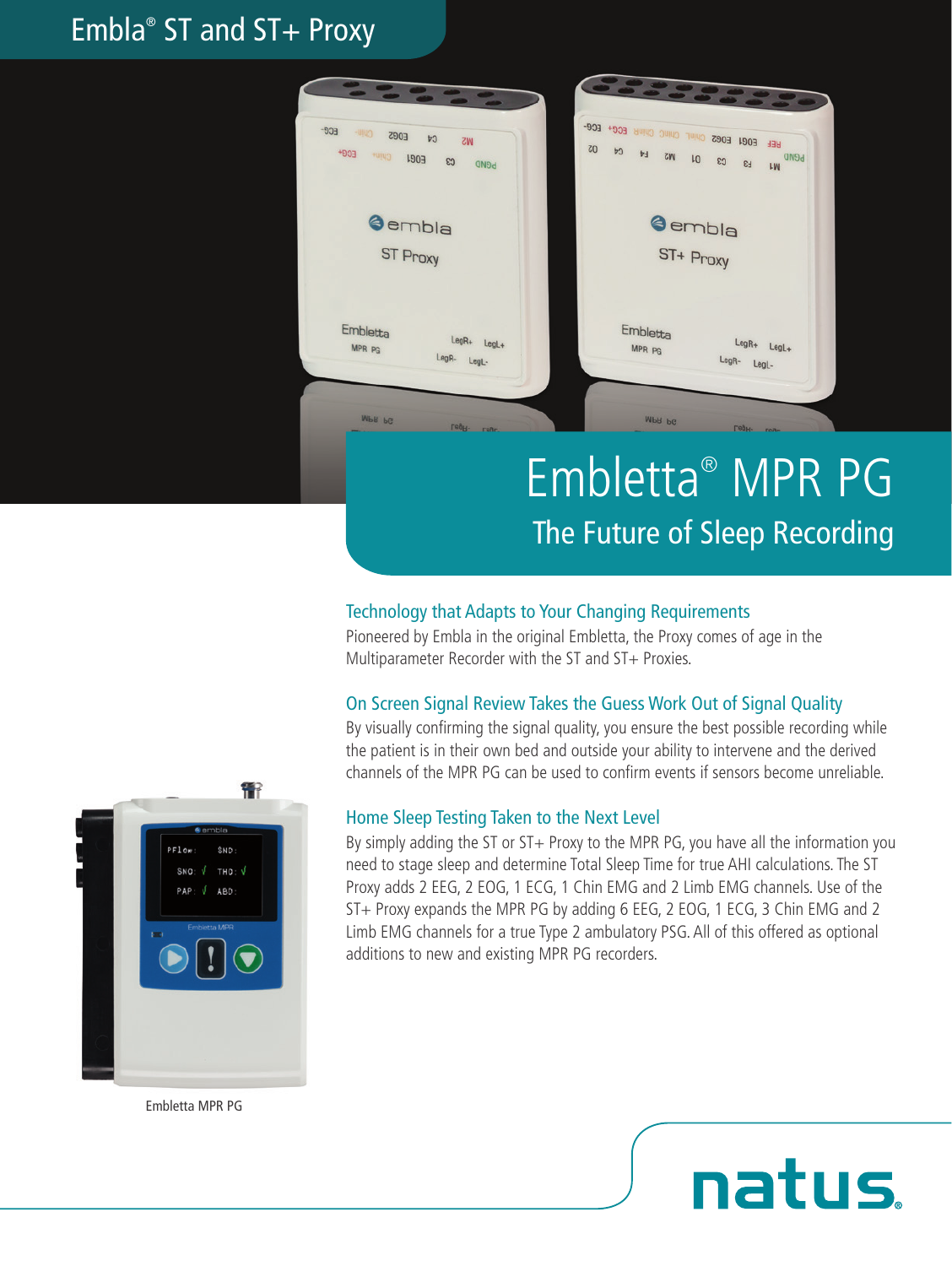# Embla® ST and ST+ Proxy

# Embletta® MPR PG

## The Future of Sleep Recording

### Technology that Adapts to Your Changing Requirements

Pioneered by Embla in the original Embletta, the Proxy comes of age in the Multiparameter Recorder with the ST and ST+ Proxies.

### On Screen Signal Review Takes the Guess Work Out of Signal Quality

By visually confirming the signal quality, you ensure the best possible recording while the patient is in their own bed and outside your ability to intervene and the derived channels of the MPR PG can be used to confirm events if sensors become unreliable.

### Home Sleep Testing Taken to the Next Level

By simply adding the ST or ST+ Proxy to the MPR PG, you have all the information you need to stage sleep and determine Total Sleep Time for true AHI calculations. The ST Proxy adds 2 EEG, 2 EOG, 1 ECG, 1 Chin EMG and 2 Limb EMG channels. Use of the ST+ Proxy expands the MPR PG by adding 6 EEG, 2 EOG, 1 ECG, 3 Chin EMG and 2 Limb EMG channels for a true Type 2 ambulatory PSG. All of this offered as optional additions to new and existing MPR PG recorders.

Embletta MPR PG

natus.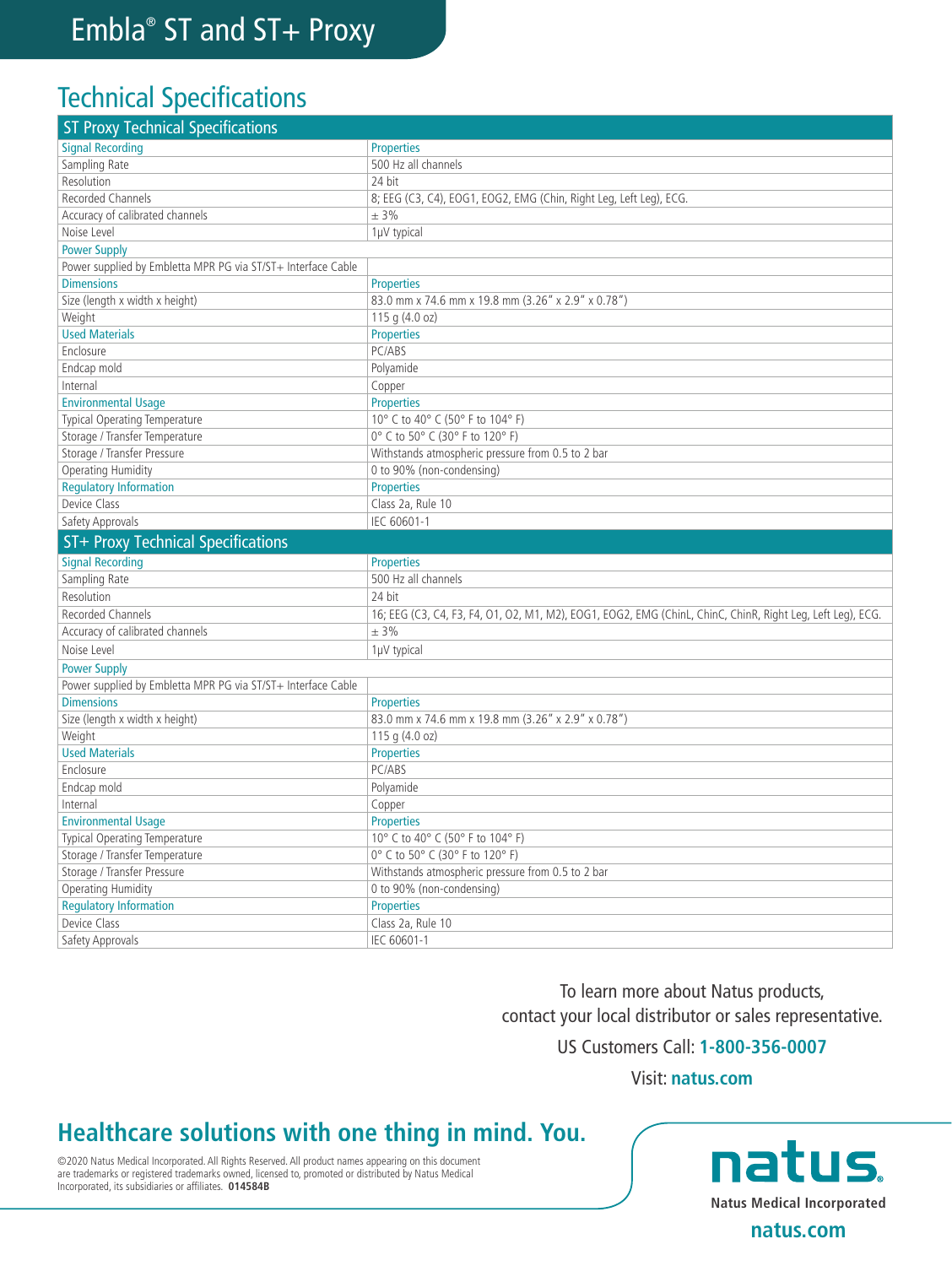# Embla® ST and ST+ Proxy

## Technical Specifications

| ST Proxy Technical Specifications | |
|---|---|
| **Signal Recording** | **Properties** |
| Sampling Rate | 500 Hz all channels |
| Resolution | 24 bit |
| Recorded Channels | 8; EEG (C3, C4), EOG1, EOG2, EMG (Chin, Right Leg, Left Leg), ECG. |
| Accuracy of calibrated channels | ± 3% |
| Noise Level | 1µV typical |
| **Power Supply** | |
| Power supplied by Embletta MPR PG via ST/ST+ Interface Cable | |
| **Dimensions** | **Properties** |
| Size (length x width x height) | 83.0 mm x 74.6 mm x 19.8 mm (3.26" x 2.9" x 0.78") |
| Weight | 115 g (4.0 oz) |
| **Used Materials** | **Properties** |
| Enclosure | PC/ABS |
| Endcap mold | Polyamide |
| Internal | Copper |
| **Environmental Usage** | **Properties** |
| Typical Operating Temperature | 10° C to 40° C (50° F to 104° F) |
| Storage / Transfer Temperature | 0° C to 50° C (30° F to 120° F) |
| Storage / Transfer Pressure | Withstands atmospheric pressure from 0.5 to 2 bar |
| Operating Humidity | 0 to 90% (non-condensing) |
| **Regulatory Information** | **Properties** |
| Device Class | Class 2a, Rule 10 |
| Safety Approvals | IEC 60601-1 |

| ST+ Proxy Technical Specifications | |
|---|---|
| **Signal Recording** | **Properties** |
| Sampling Rate | 500 Hz all channels |
| Resolution | 24 bit |
| Recorded Channels | 16; EEG (C3, C4, F3, F4, O1, O2, M1, M2), EOG1, EOG2, EMG (ChinL, ChinC, ChinR, Right Leg, Left Leg), ECG. |
| Accuracy of calibrated channels | ± 3% |
| Noise Level | 1µV typical |
| **Power Supply** | |
| Power supplied by Embletta MPR PG via ST/ST+ Interface Cable | |
| **Dimensions** | **Properties** |
| Size (length x width x height) | 83.0 mm x 74.6 mm x 19.8 mm (3.26" x 2.9" x 0.78") |
| Weight | 115 g (4.0 oz) |
| **Used Materials** | **Properties** |
| Enclosure | PC/ABS |
| Endcap mold | Polyamide |
| Internal | Copper |
| **Environmental Usage** | **Properties** |
| Typical Operating Temperature | 10° C to 40° C (50° F to 104° F) |
| Storage / Transfer Temperature | 0° C to 50° C (30° F to 120° F) |
| Storage / Transfer Pressure | Withstands atmospheric pressure from 0.5 to 2 bar |
| Operating Humidity | 0 to 90% (non-condensing) |
| **Regulatory Information** | **Properties** |
| Device Class | Class 2a, Rule 10 |
| Safety Approvals | IEC 60601-1 |

To learn more about Natus products,
contact your local distributor or sales representative.

US Customers Call: **1-800-356-0007**

Visit: **natus.com**

## Healthcare solutions with one thing in mind. You.

©2020 Natus Medical Incorporated. All Rights Reserved. All product names appearing on this document are trademarks or registered trademarks owned, licensed to, promoted or distributed by Natus Medical Incorporated, its subsidiaries or affiliates. **014584B**

natus.

**Natus Medical Incorporated**

**natus.com**